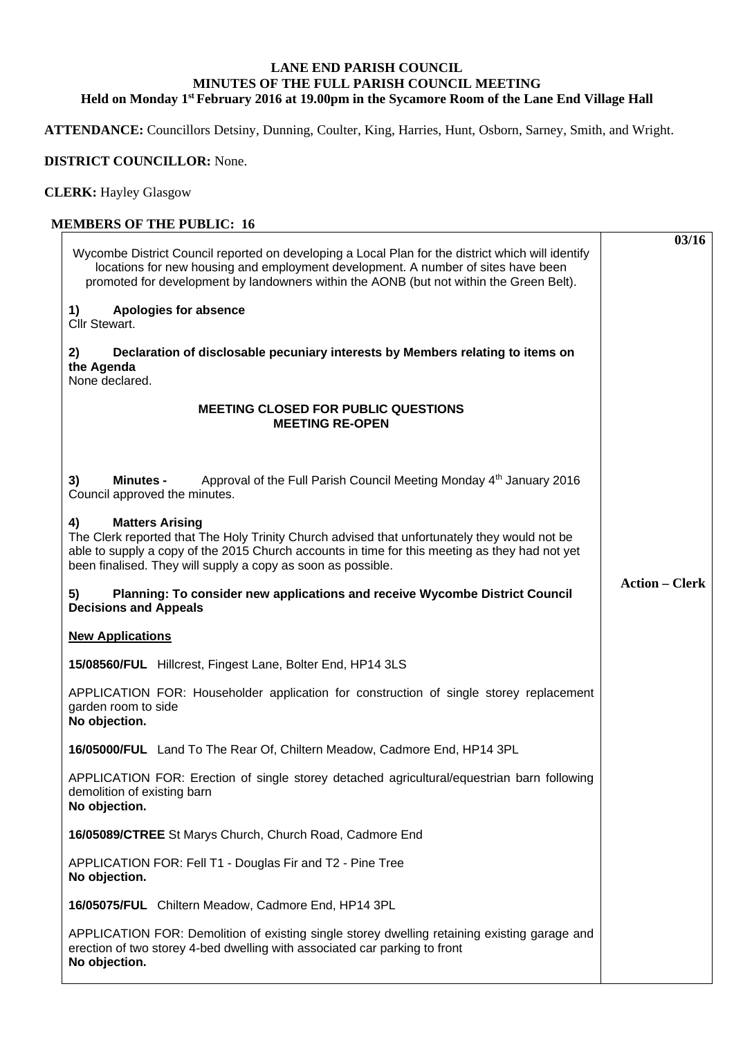# LANE END PARISH COUNCIL
## MINUTES OF THE FULL PARISH COUNCIL MEETING
### Held on Monday 1st February 2016 at 19.00pm in the Sycamore Room of the Lane End Village Hall

**ATTENDANCE:** Councillors Detsiny, Dunning, Coulter, King, Harries, Hunt, Osborn, Sarney, Smith, and Wright.

**DISTRICT COUNCILLOR:** None.

**CLERK:** Hayley Glasgow

**MEMBERS OF THE PUBLIC: 16**

**03/16**

Wycombe District Council reported on developing a Local Plan for the district which will identify locations for new housing and employment development. A number of sites have been promoted for development by landowners within the AONB (but not within the Green Belt).

**1) Apologies for absence**
Cllr Stewart.

**2) Declaration of disclosable pecuniary interests by Members relating to items on the Agenda**
None declared.

**MEETING CLOSED FOR PUBLIC QUESTIONS**
**MEETING RE-OPEN**

**3) Minutes -** Approval of the Full Parish Council Meeting Monday 4th January 2016
Council approved the minutes.

**4) Matters Arising**
The Clerk reported that The Holy Trinity Church advised that unfortunately they would not be able to supply a copy of the 2015 Church accounts in time for this meeting as they had not yet been finalised. They will supply a copy as soon as possible.

**Action – Clerk**

**5) Planning: To consider new applications and receive Wycombe District Council Decisions and Appeals**

**New Applications**

**15/08560/FUL** Hillcrest, Fingest Lane, Bolter End, HP14 3LS

APPLICATION FOR: Householder application for construction of single storey replacement garden room to side
**No objection.**

**16/05000/FUL** Land To The Rear Of, Chiltern Meadow, Cadmore End, HP14 3PL

APPLICATION FOR: Erection of single storey detached agricultural/equestrian barn following demolition of existing barn
**No objection.**

**16/05089/CTREE** St Marys Church, Church Road, Cadmore End

APPLICATION FOR: Fell T1 - Douglas Fir and T2 - Pine Tree
**No objection.**

**16/05075/FUL** Chiltern Meadow, Cadmore End, HP14 3PL

APPLICATION FOR: Demolition of existing single storey dwelling retaining existing garage and erection of two storey 4-bed dwelling with associated car parking to front
**No objection.**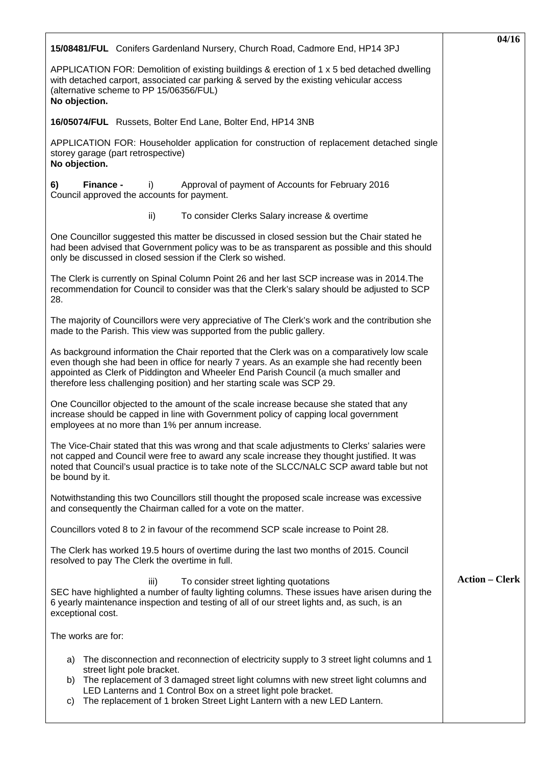**15/08481/FUL** Conifers Gardenland Nursery, Church Road, Cadmore End, HP14 3PJ

APPLICATION FOR: Demolition of existing buildings & erection of 1 x 5 bed detached dwelling with detached carport, associated car parking & served by the existing vehicular access (alternative scheme to PP 15/06356/FUL)
**No objection.**

**16/05074/FUL** Russets, Bolter End Lane, Bolter End, HP14 3NB

APPLICATION FOR: Householder application for construction of replacement detached single storey garage (part retrospective)
**No objection.**

**6) Finance -** i) Approval of payment of Accounts for February 2016
Council approved the accounts for payment.

ii) To consider Clerks Salary increase & overtime

One Councillor suggested this matter be discussed in closed session but the Chair stated he had been advised that Government policy was to be as transparent as possible and this should only be discussed in closed session if the Clerk so wished.

The Clerk is currently on Spinal Column Point 26 and her last SCP increase was in 2014.The recommendation for Council to consider was that the Clerk's salary should be adjusted to SCP 28.

The majority of Councillors were very appreciative of The Clerk's work and the contribution she made to the Parish. This view was supported from the public gallery.

As background information the Chair reported that the Clerk was on a comparatively low scale even though she had been in office for nearly 7 years. As an example she had recently been appointed as Clerk of Piddington and Wheeler End Parish Council (a much smaller and therefore less challenging position) and her starting scale was SCP 29.

One Councillor objected to the amount of the scale increase because she stated that any increase should be capped in line with Government policy of capping local government employees at no more than 1% per annum increase.

The Vice-Chair stated that this was wrong and that scale adjustments to Clerks' salaries were not capped and Council were free to award any scale increase they thought justified. It was noted that Council's usual practice is to take note of the SLCC/NALC SCP award table but not be bound by it.

Notwithstanding this two Councillors still thought the proposed scale increase was excessive and consequently the Chairman called for a vote on the matter.

Councillors voted 8 to 2 in favour of the recommend SCP scale increase to Point 28.

The Clerk has worked 19.5 hours of overtime during the last two months of 2015. Council resolved to pay The Clerk the overtime in full.

**Action – Clerk**

iii) To consider street lighting quotations
SEC have highlighted a number of faulty lighting columns. These issues have arisen during the 6 yearly maintenance inspection and testing of all of our street lights and, as such, is an exceptional cost.

The works are for:

a) The disconnection and reconnection of electricity supply to 3 street light columns and 1 street light pole bracket.
b) The replacement of 3 damaged street light columns with new street light columns and LED Lanterns and 1 Control Box on a street light pole bracket.
c) The replacement of 1 broken Street Light Lantern with a new LED Lantern.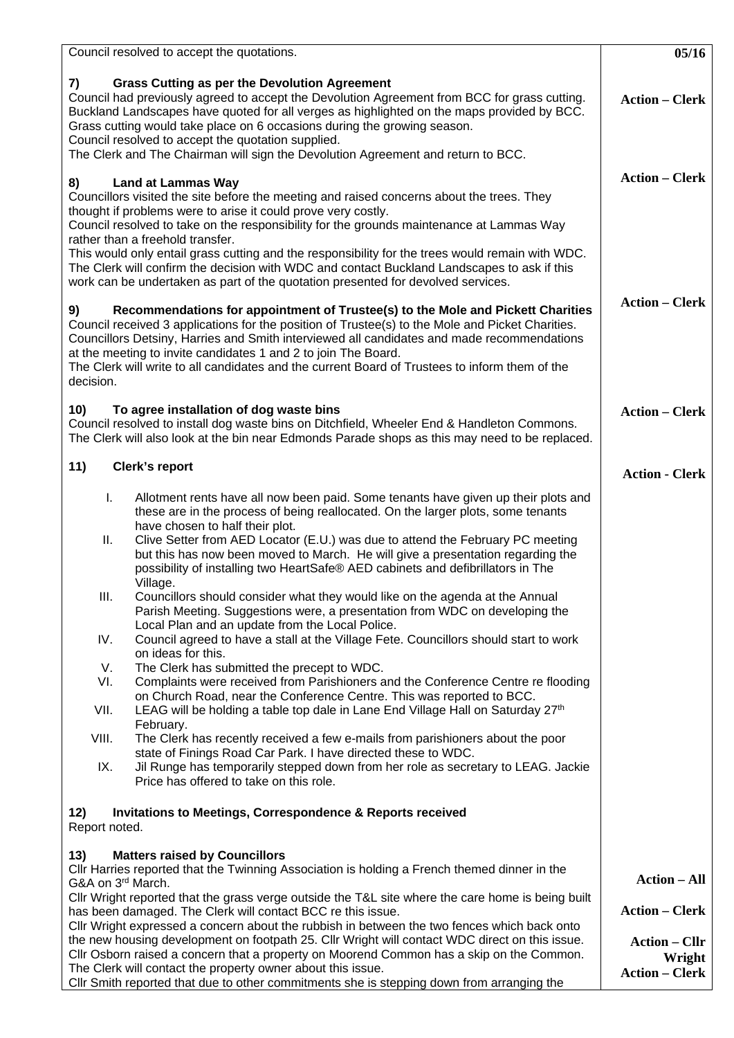| | |
|---|---|
| Council resolved to accept the quotations. | **05/16** |
| **7) Grass Cutting as per the Devolution Agreement**<br>Council had previously agreed to accept the Devolution Agreement from BCC for grass cutting. Buckland Landscapes have quoted for all verges as highlighted on the maps provided by BCC. Grass cutting would take place on 6 occasions during the growing season.<br>Council resolved to accept the quotation supplied.<br>The Clerk and The Chairman will sign the Devolution Agreement and return to BCC. | **Action – Clerk** |
| **8) Land at Lammas Way**<br>Councillors visited the site before the meeting and raised concerns about the trees. They thought if problems were to arise it could prove very costly.<br>Council resolved to take on the responsibility for the grounds maintenance at Lammas Way rather than a freehold transfer.<br>This would only entail grass cutting and the responsibility for the trees would remain with WDC. The Clerk will confirm the decision with WDC and contact Buckland Landscapes to ask if this work can be undertaken as part of the quotation presented for devolved services. | **Action – Clerk** |
| **9) Recommendations for appointment of Trustee(s) to the Mole and Pickett Charities**<br>Council received 3 applications for the position of Trustee(s) to the Mole and Picket Charities. Councillors Detsiny, Harries and Smith interviewed all candidates and made recommendations at the meeting to invite candidates 1 and 2 to join The Board.<br>The Clerk will write to all candidates and the current Board of Trustees to inform them of the decision. | **Action – Clerk** |
| **10) To agree installation of dog waste bins**<br>Council resolved to install dog waste bins on Ditchfield, Wheeler End & Handleton Commons. The Clerk will also look at the bin near Edmonds Parade shops as this may need to be replaced. | **Action – Clerk** |
| **11) Clerk's report**<br>I. Allotment rents have all now been paid. Some tenants have given up their plots and these are in the process of being reallocated. On the larger plots, some tenants have chosen to half their plot.<br>II. Clive Setter from AED Locator (E.U.) was due to attend the February PC meeting but this has now been moved to March. He will give a presentation regarding the possibility of installing two HeartSafe® AED cabinets and defibrillators in The Village.<br>III. Councillors should consider what they would like on the agenda at the Annual Parish Meeting. Suggestions were, a presentation from WDC on developing the Local Plan and an update from the Local Police.<br>IV. Council agreed to have a stall at the Village Fete. Councillors should start to work on ideas for this.<br>V. The Clerk has submitted the precept to WDC.<br>VI. Complaints were received from Parishioners and the Conference Centre re flooding on Church Road, near the Conference Centre. This was reported to BCC.<br>VII. LEAG will be holding a table top dale in Lane End Village Hall on Saturday 27th February.<br>VIII. The Clerk has recently received a few e-mails from parishioners about the poor state of Finings Road Car Park. I have directed these to WDC.<br>IX. Jil Runge has temporarily stepped down from her role as secretary to LEAG. Jackie Price has offered to take on this role. | **Action - Clerk** |
| **12) Invitations to Meetings, Correspondence & Reports received**<br>Report noted. | |
| **13) Matters raised by Councillors**<br>Cllr Harries reported that the Twinning Association is holding a French themed dinner in the G&A on 3rd March.<br>Cllr Wright reported that the grass verge outside the T&L site where the care home is being built has been damaged. The Clerk will contact BCC re this issue.<br>Cllr Wright expressed a concern about the rubbish in between the two fences which back onto the new housing development on footpath 25. Cllr Wright will contact WDC direct on this issue.<br>Cllr Osborn raised a concern that a property on Moorend Common has a skip on the Common. The Clerk will contact the property owner about this issue.<br>Cllr Smith reported that due to other commitments she is stepping down from arranging the | **Action – All**<br><br>**Action – Clerk**<br><br>**Action – Cllr Wright**<br>**Action – Clerk** |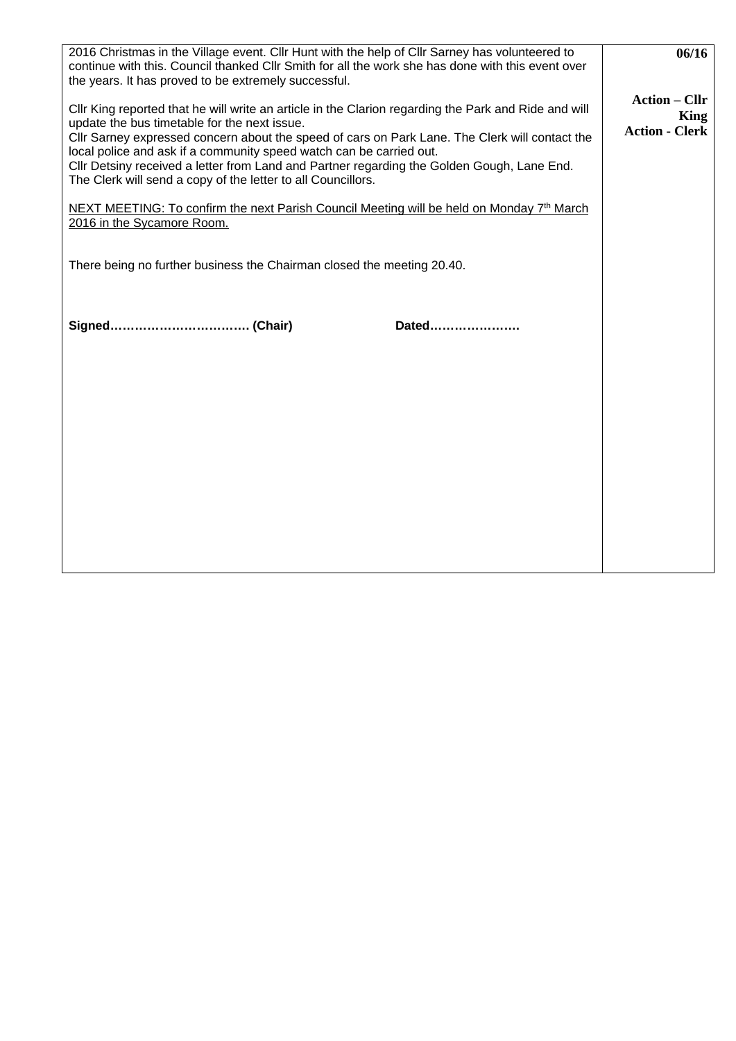| | |
|---|---|
| 2016 Christmas in the Village event. Cllr Hunt with the help of Cllr Sarney has volunteered to continue with this. Council thanked Cllr Smith for all the work she has done with this event over the years. It has proved to be extremely successful. | **06/16** |
| Cllr King reported that he will write an article in the Clarion regarding the Park and Ride and will update the bus timetable for the next issue. | **Action – Cllr King** |
| Cllr Sarney expressed concern about the speed of cars on Park Lane. The Clerk will contact the local police and ask if a community speed watch can be carried out. | **Action - Clerk** |
| Cllr Detsiny received a letter from Land and Partner regarding the Golden Gough, Lane End. The Clerk will send a copy of the letter to all Councillors. | |
| <u>NEXT MEETING: To confirm the next Parish Council Meeting will be held on Monday 7th March 2016 in the Sycamore Room.</u> | |
| There being no further business the Chairman closed the meeting 20.40. | |
| **Signed…………………………… (Chair)** **Dated…………………** | |